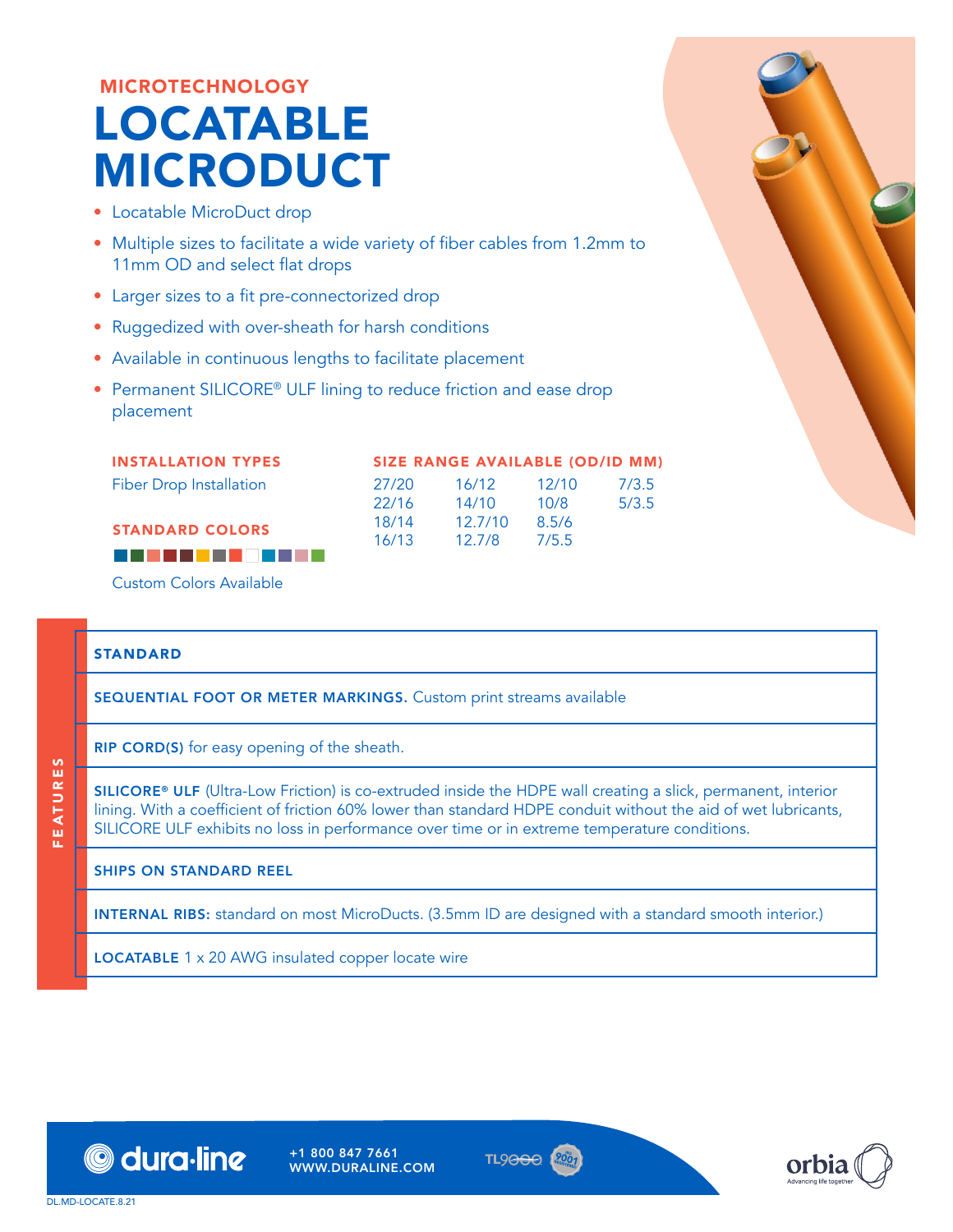MICROTECHNOLOGY

# LOCATABLE MICRODUCT

- Locatable MicroDuct drop
- Multiple sizes to facilitate a wide variety of fiber cables from 1.2mm to 11mm OD and select flat drops
- Larger sizes to a fit pre-connectorized drop
- Ruggedized with over-sheath for harsh conditions
- Available in continuous lengths to facilitate placement
- Permanent SILICORE® ULF lining to reduce friction and ease drop placement

### INSTALLATION TYPES

Fiber Drop Installation

### STANDARD COLORS

Custom Colors Available

### SIZE RANGE AVAILABLE (OD/ID MM)

| | | | |
|---|---|---|---|
| 27/20 | 16/12 | 12/10 | 7/3.5 |
| 22/16 | 14/10 | 10/8 | 5/3.5 |
| 18/14 | 12.7/10 | 8.5/6 | |
| 16/13 | 12.7/8 | 7/5.5 | |

## FEATURES

**STANDARD**

**SEQUENTIAL FOOT OR METER MARKINGS.** Custom print streams available

**RIP CORD(S)** for easy opening of the sheath.

**SILICORE® ULF** (Ultra-Low Friction) is co-extruded inside the HDPE wall creating a slick, permanent, interior lining. With a coefficient of friction 60% lower than standard HDPE conduit without the aid of wet lubricants, SILICORE ULF exhibits no loss in performance over time or in extreme temperature conditions.

**SHIPS ON STANDARD REEL**

**INTERNAL RIBS:** standard on most MicroDucts. (3.5mm ID are designed with a standard smooth interior.)

**LOCATABLE** 1 x 20 AWG insulated copper locate wire

dura·line +1 800 847 7661 WWW.DURALINE.COM

DL.MD-LOCATE.8.21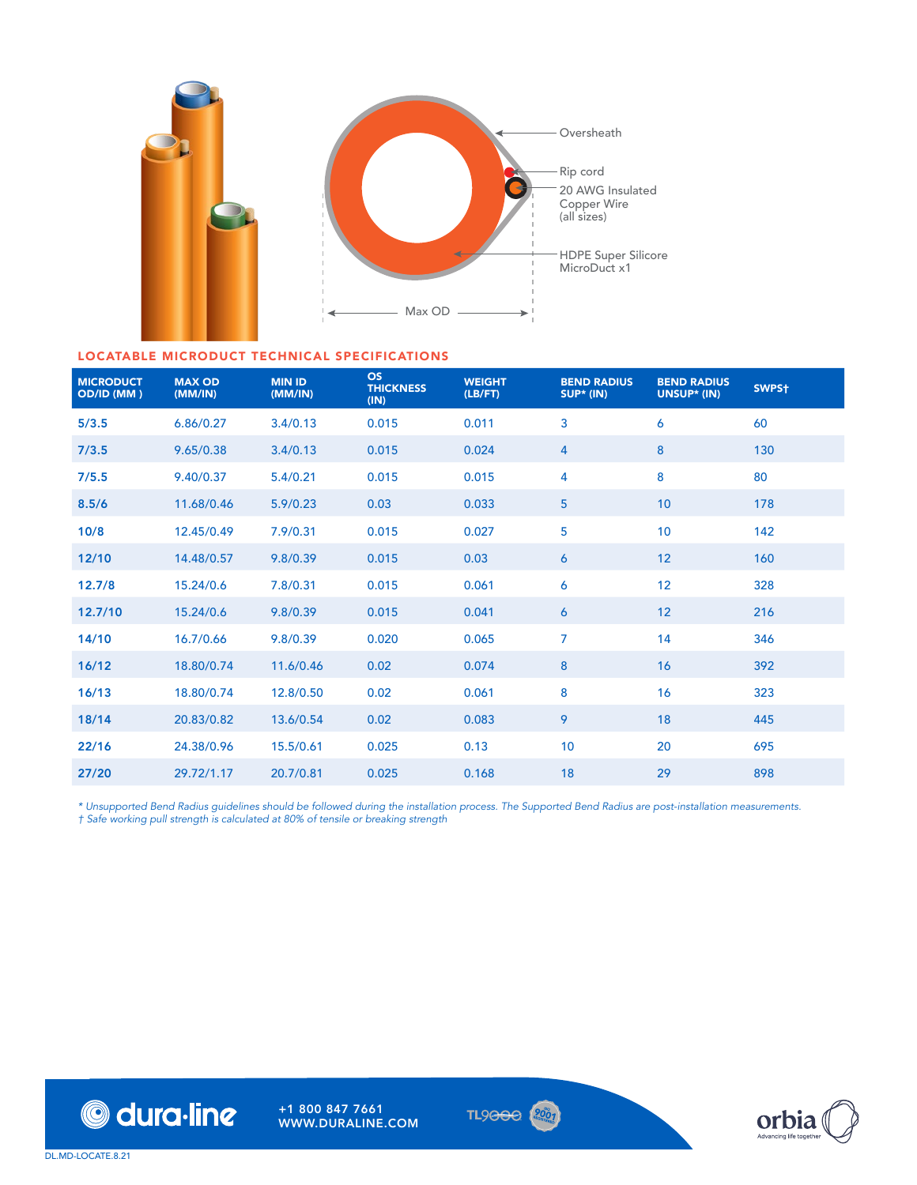Oversheath

Rip cord

20 AWG Insulated Copper Wire (all sizes)

HDPE Super Silicore MicroDuct x1

Max OD

## LOCATABLE MICRODUCT TECHNICAL SPECIFICATIONS

| MICRODUCT OD/ID (MM ) | MAX OD (MM/IN) | MIN ID (MM/IN) | OS THICKNESS (IN) | WEIGHT (LB/FT) | BEND RADIUS SUP* (IN) | BEND RADIUS UNSUP* (IN) | SWPS† |
|---|---|---|---|---|---|---|---|
| 5/3.5 | 6.86/0.27 | 3.4/0.13 | 0.015 | 0.011 | 3 | 6 | 60 |
| 7/3.5 | 9.65/0.38 | 3.4/0.13 | 0.015 | 0.024 | 4 | 8 | 130 |
| 7/5.5 | 9.40/0.37 | 5.4/0.21 | 0.015 | 0.015 | 4 | 8 | 80 |
| 8.5/6 | 11.68/0.46 | 5.9/0.23 | 0.03 | 0.033 | 5 | 10 | 178 |
| 10/8 | 12.45/0.49 | 7.9/0.31 | 0.015 | 0.027 | 5 | 10 | 142 |
| 12/10 | 14.48/0.57 | 9.8/0.39 | 0.015 | 0.03 | 6 | 12 | 160 |
| 12.7/8 | 15.24/0.6 | 7.8/0.31 | 0.015 | 0.061 | 6 | 12 | 328 |
| 12.7/10 | 15.24/0.6 | 9.8/0.39 | 0.015 | 0.041 | 6 | 12 | 216 |
| 14/10 | 16.7/0.66 | 9.8/0.39 | 0.020 | 0.065 | 7 | 14 | 346 |
| 16/12 | 18.80/0.74 | 11.6/0.46 | 0.02 | 0.074 | 8 | 16 | 392 |
| 16/13 | 18.80/0.74 | 12.8/0.50 | 0.02 | 0.061 | 8 | 16 | 323 |
| 18/14 | 20.83/0.82 | 13.6/0.54 | 0.02 | 0.083 | 9 | 18 | 445 |
| 22/16 | 24.38/0.96 | 15.5/0.61 | 0.025 | 0.13 | 10 | 20 | 695 |
| 27/20 | 29.72/1.17 | 20.7/0.81 | 0.025 | 0.168 | 18 | 29 | 898 |

*\* Unsupported Bend Radius guidelines should be followed during the installation process. The Supported Bend Radius are post-installation measurements.*
*† Safe working pull strength is calculated at 80% of tensile or breaking strength*

dura·line

+1 800 847 7661
WWW.DURALINE.COM

TL9000

orbia
Advancing life together

DL.MD-LOCATE.8.21